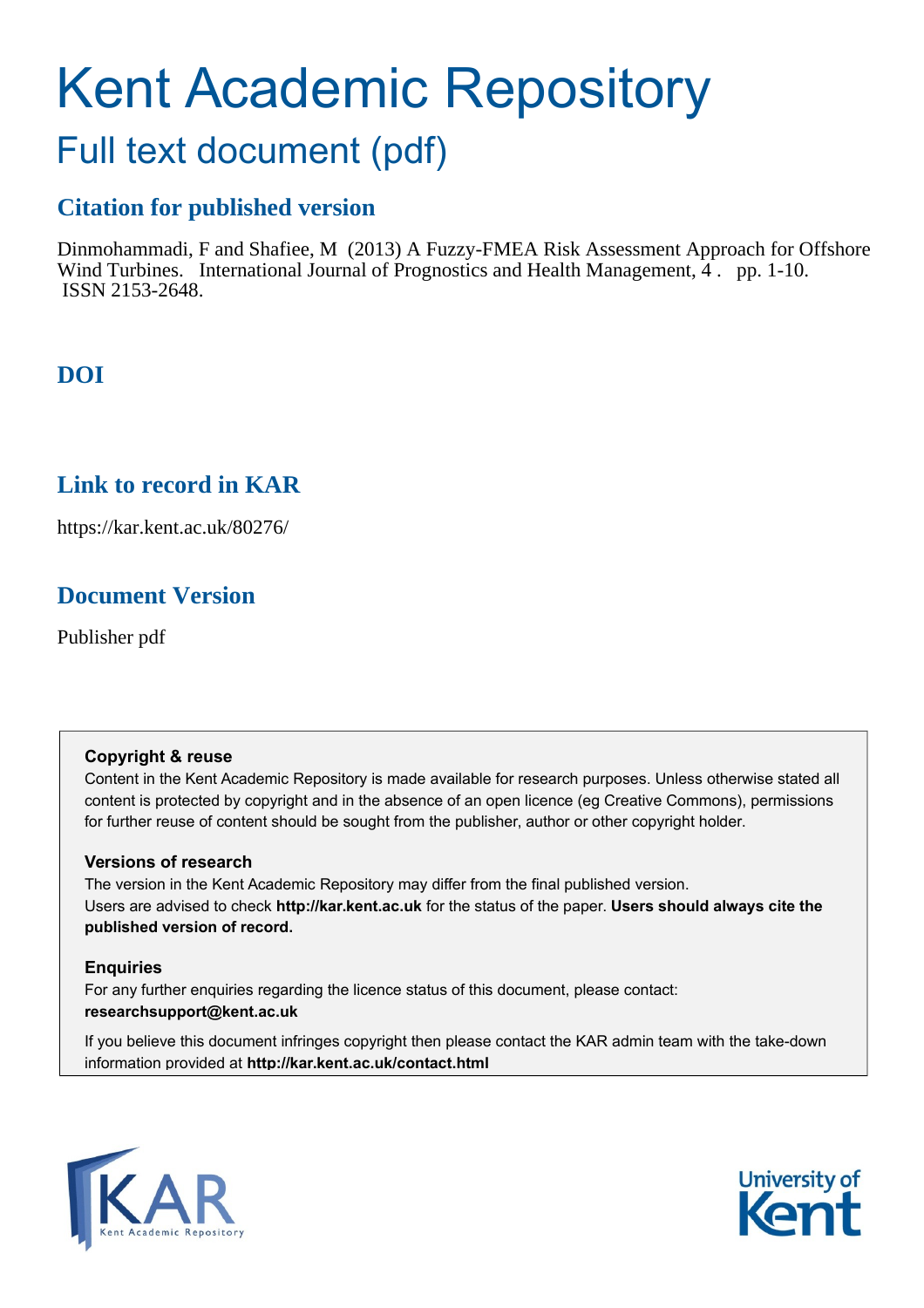# Kent Academic Repository

## Full text document (pdf)

### Citation for published version

Dinmohammadi, F and Shafiee, M (2013) A Fuzzy-FMEA Risk Assessment Approach for Offshore Wind Turbines. International Journal of Prognostics and Health Management, 4 . pp. 1-10. ISSN 2153-2648.

### DOI

### Link to record in KAR

https://kar.kent.ac.uk/80276/

### Document Version

Publisher pdf

**Copyright & reuse**

Content in the Kent Academic Repository is made available for research purposes. Unless otherwise stated all content is protected by copyright and in the absence of an open licence (eg Creative Commons), permissions for further reuse of content should be sought from the publisher, author or other copyright holder.

**Versions of research**

The version in the Kent Academic Repository may differ from the final published version. Users are advised to check **http://kar.kent.ac.uk** for the status of the paper. **Users should always cite the published version of record.**

**Enquiries**

For any further enquiries regarding the licence status of this document, please contact: **researchsupport@kent.ac.uk**

If you believe this document infringes copyright then please contact the KAR admin team with the take-down information provided at **http://kar.kent.ac.uk/contact.html**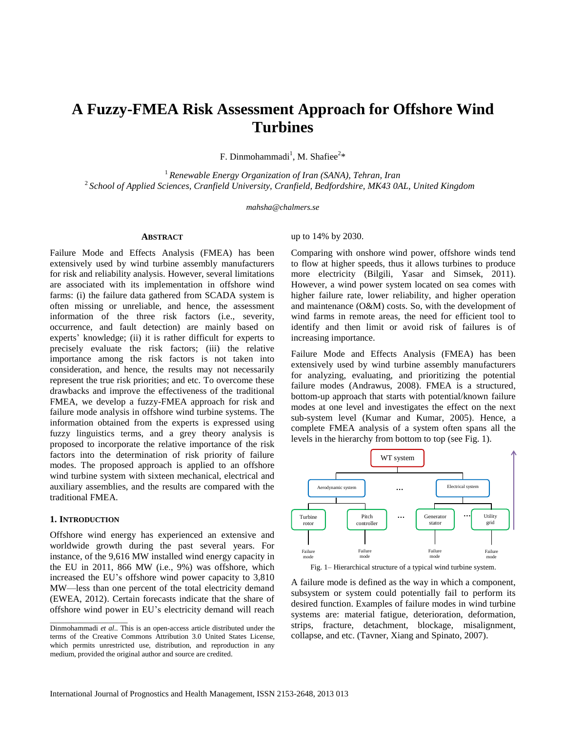# A Fuzzy-FMEA Risk Assessment Approach for Offshore Wind Turbines

F. Dinmohammadi[1], M. Shafiee[2]*

[1] *Renewable Energy Organization of Iran (SANA), Tehran, Iran*
[2] *School of Applied Sciences, Cranfield University, Cranfield, Bedfordshire, MK43 0AL, United Kingdom*

*mahsha@chalmers.se*

## ABSTRACT

Failure Mode and Effects Analysis (FMEA) has been extensively used by wind turbine assembly manufacturers for risk and reliability analysis. However, several limitations are associated with its implementation in offshore wind farms: (i) the failure data gathered from SCADA system is often missing or unreliable, and hence, the assessment information of the three risk factors (i.e., severity, occurrence, and fault detection) are mainly based on experts' knowledge; (ii) it is rather difficult for experts to precisely evaluate the risk factors; (iii) the relative importance among the risk factors is not taken into consideration, and hence, the results may not necessarily represent the true risk priorities; and etc. To overcome these drawbacks and improve the effectiveness of the traditional FMEA, we develop a fuzzy-FMEA approach for risk and failure mode analysis in offshore wind turbine systems. The information obtained from the experts is expressed using fuzzy linguistics terms, and a grey theory analysis is proposed to incorporate the relative importance of the risk factors into the determination of risk priority of failure modes. The proposed approach is applied to an offshore wind turbine system with sixteen mechanical, electrical and auxiliary assemblies, and the results are compared with the traditional FMEA.

## 1. INTRODUCTION

Offshore wind energy has experienced an extensive and worldwide growth during the past several years. For instance, of the 9,616 MW installed wind energy capacity in the EU in 2011, 866 MW (i.e., 9%) was offshore, which increased the EU's offshore wind power capacity to 3,810 MW—less than one percent of the total electricity demand (EWEA, 2012). Certain forecasts indicate that the share of offshore wind power in EU's electricity demand will reach up to 14% by 2030.

Comparing with onshore wind power, offshore winds tend to flow at higher speeds, thus it allows turbines to produce more electricity (Bilgili, Yasar and Simsek, 2011). However, a wind power system located on sea comes with higher failure rate, lower reliability, and higher operation and maintenance (O&M) costs. So, with the development of wind farms in remote areas, the need for efficient tool to identify and then limit or avoid risk of failures is of increasing importance.

Failure Mode and Effects Analysis (FMEA) has been extensively used by wind turbine assembly manufacturers for analyzing, evaluating, and prioritizing the potential failure modes (Andrawus, 2008). FMEA is a structured, bottom-up approach that starts with potential/known failure modes at one level and investigates the effect on the next sub-system level (Kumar and Kumar, 2005). Hence, a complete FMEA analysis of a system often spans all the levels in the hierarchy from bottom to top (see Fig. 1).

Fig. 1– Hierarchical structure of a typical wind turbine system.

A failure mode is defined as the way in which a component, subsystem or system could potentially fail to perform its desired function. Examples of failure modes in wind turbine systems are: material fatigue, deterioration, deformation, strips, fracture, detachment, blockage, misalignment, collapse, and etc. (Tavner, Xiang and Spinato, 2007).

Dinmohammadi *et al.*. This is an open-access article distributed under the terms of the Creative Commons Attribution 3.0 United States License, which permits unrestricted use, distribution, and reproduction in any medium, provided the original author and source are credited.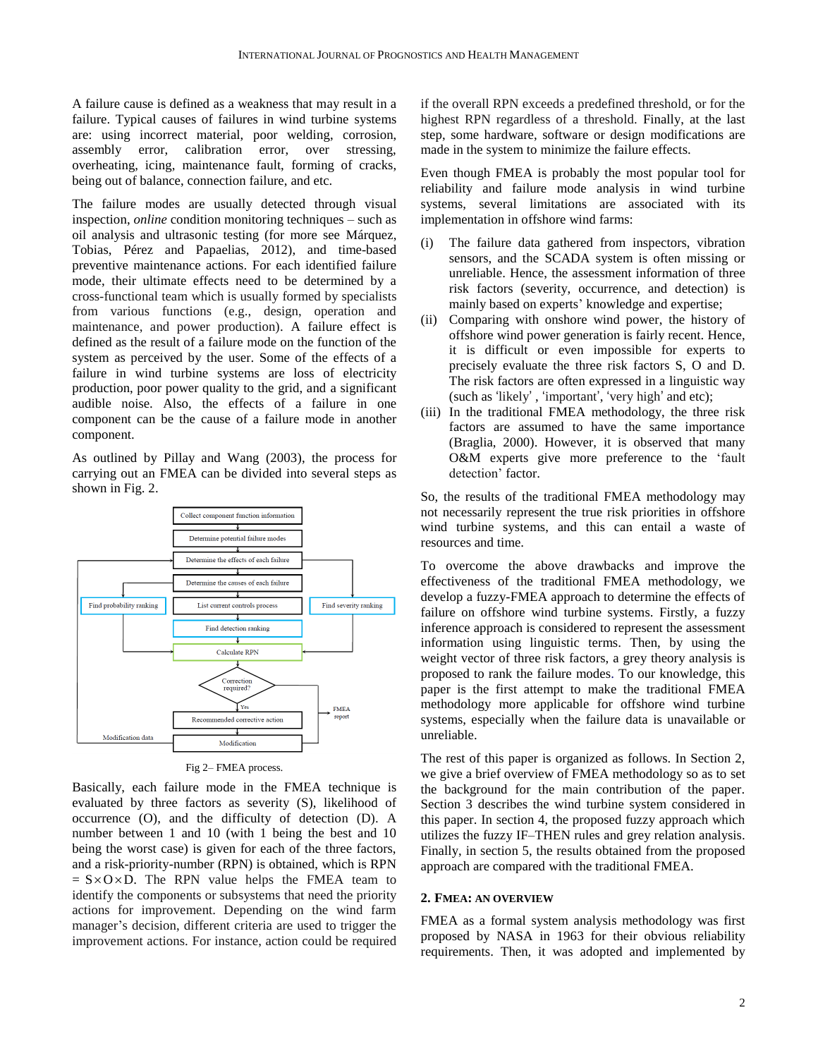A failure cause is defined as a weakness that may result in a failure. Typical causes of failures in wind turbine systems are: using incorrect material, poor welding, corrosion, assembly error, calibration error, over stressing, overheating, icing, maintenance fault, forming of cracks, being out of balance, connection failure, and etc.

The failure modes are usually detected through visual inspection, *online* condition monitoring techniques – such as oil analysis and ultrasonic testing (for more see Márquez, Tobias, Pérez and Papaelias, 2012), and time-based preventive maintenance actions. For each identified failure mode, their ultimate effects need to be determined by a cross-functional team which is usually formed by specialists from various functions (e.g., design, operation and maintenance, and power production). A failure effect is defined as the result of a failure mode on the function of the system as perceived by the user. Some of the effects of a failure in wind turbine systems are loss of electricity production, poor power quality to the grid, and a significant audible noise. Also, the effects of a failure in one component can be the cause of a failure mode in another component.

As outlined by Pillay and Wang (2003), the process for carrying out an FMEA can be divided into several steps as shown in Fig. 2.

Fig 2– FMEA process.

Basically, each failure mode in the FMEA technique is evaluated by three factors as severity (S), likelihood of occurrence (O), and the difficulty of detection (D). A number between 1 and 10 (with 1 being the best and 10 being the worst case) is given for each of the three factors, and a risk-priority-number (RPN) is obtained, which is RPN = S×O×D. The RPN value helps the FMEA team to identify the components or subsystems that need the priority actions for improvement. Depending on the wind farm manager's decision, different criteria are used to trigger the improvement actions. For instance, action could be required if the overall RPN exceeds a predefined threshold, or for the highest RPN regardless of a threshold. Finally, at the last step, some hardware, software or design modifications are made in the system to minimize the failure effects.

Even though FMEA is probably the most popular tool for reliability and failure mode analysis in wind turbine systems, several limitations are associated with its implementation in offshore wind farms:

(i) The failure data gathered from inspectors, vibration sensors, and the SCADA system is often missing or unreliable. Hence, the assessment information of three risk factors (severity, occurrence, and detection) is mainly based on experts' knowledge and expertise;

(ii) Comparing with onshore wind power, the history of offshore wind power generation is fairly recent. Hence, it is difficult or even impossible for experts to precisely evaluate the three risk factors S, O and D. The risk factors are often expressed in a linguistic way (such as 'likely' , 'important', 'very high' and etc);

(iii) In the traditional FMEA methodology, the three risk factors are assumed to have the same importance (Braglia, 2000). However, it is observed that many O&M experts give more preference to the 'fault detection' factor.

So, the results of the traditional FMEA methodology may not necessarily represent the true risk priorities in offshore wind turbine systems, and this can entail a waste of resources and time.

To overcome the above drawbacks and improve the effectiveness of the traditional FMEA methodology, we develop a fuzzy-FMEA approach to determine the effects of failure on offshore wind turbine systems. Firstly, a fuzzy inference approach is considered to represent the assessment information using linguistic terms. Then, by using the weight vector of three risk factors, a grey theory analysis is proposed to rank the failure modes. To our knowledge, this paper is the first attempt to make the traditional FMEA methodology more applicable for offshore wind turbine systems, especially when the failure data is unavailable or unreliable.

The rest of this paper is organized as follows. In Section 2, we give a brief overview of FMEA methodology so as to set the background for the main contribution of the paper. Section 3 describes the wind turbine system considered in this paper. In section 4, the proposed fuzzy approach which utilizes the fuzzy IF–THEN rules and grey relation analysis. Finally, in section 5, the results obtained from the proposed approach are compared with the traditional FMEA.

## 2. FMEA: AN OVERVIEW

FMEA as a formal system analysis methodology was first proposed by NASA in 1963 for their obvious reliability requirements. Then, it was adopted and implemented by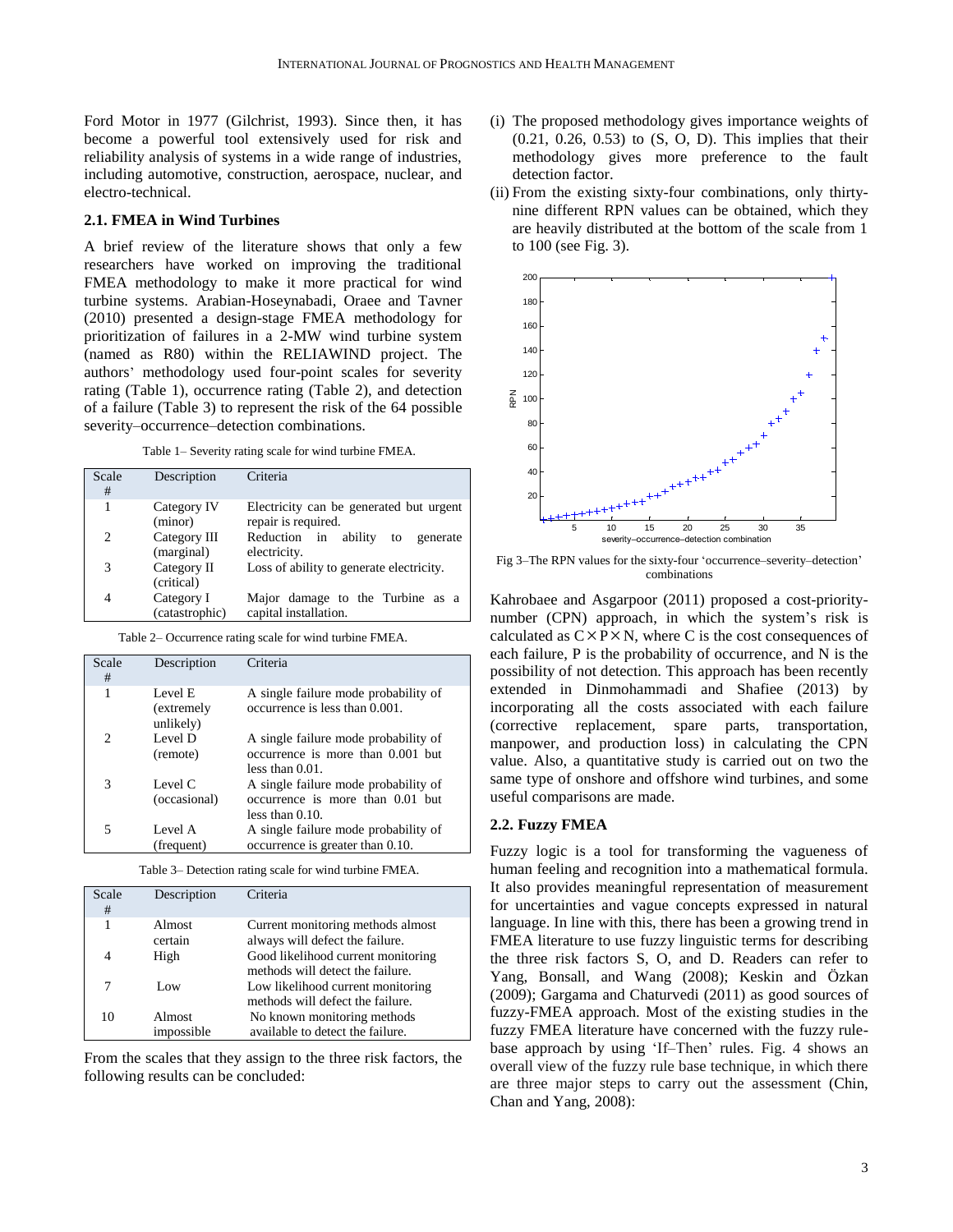Ford Motor in 1977 (Gilchrist, 1993). Since then, it has become a powerful tool extensively used for risk and reliability analysis of systems in a wide range of industries, including automotive, construction, aerospace, nuclear, and electro-technical.

### 2.1. FMEA in Wind Turbines

A brief review of the literature shows that only a few researchers have worked on improving the traditional FMEA methodology to make it more practical for wind turbine systems. Arabian-Hoseynabadi, Oraee and Tavner (2010) presented a design-stage FMEA methodology for prioritization of failures in a 2-MW wind turbine system (named as R80) within the RELIAWIND project. The authors' methodology used four-point scales for severity rating (Table 1), occurrence rating (Table 2), and detection of a failure (Table 3) to represent the risk of the 64 possible severity–occurrence–detection combinations.

Table 1– Severity rating scale for wind turbine FMEA.

| Scale # | Description | Criteria |
|---|---|---|
| 1 | Category IV (minor) | Electricity can be generated but urgent repair is required. |
| 2 | Category III (marginal) | Reduction in ability to generate electricity. |
| 3 | Category II (critical) | Loss of ability to generate electricity. |
| 4 | Category I (catastrophic) | Major damage to the Turbine as a capital installation. |

Table 2– Occurrence rating scale for wind turbine FMEA.

| Scale # | Description | Criteria |
|---|---|---|
| 1 | Level E (extremely unlikely) | A single failure mode probability of occurrence is less than 0.001. |
| 2 | Level D (remote) | A single failure mode probability of occurrence is more than 0.001 but less than 0.01. |
| 3 | Level C (occasional) | A single failure mode probability of occurrence is more than 0.01 but less than 0.10. |
| 5 | Level A (frequent) | A single failure mode probability of occurrence is greater than 0.10. |

Table 3– Detection rating scale for wind turbine FMEA.

| Scale # | Description | Criteria |
|---|---|---|
| 1 | Almost certain | Current monitoring methods almost always will defect the failure. |
| 4 | High | Good likelihood current monitoring methods will defect the failure. |
| 7 | Low | Low likelihood current monitoring methods will defect the failure. |
| 10 | Almost impossible | No known monitoring methods available to detect the failure. |

From the scales that they assign to the three risk factors, the following results can be concluded:

(i) The proposed methodology gives importance weights of (0.21, 0.26, 0.53) to (S, O, D). This implies that their methodology gives more preference to the fault detection factor.

(ii) From the existing sixty-four combinations, only thirty-nine different RPN values can be obtained, which they are heavily distributed at the bottom of the scale from 1 to 100 (see Fig. 3).

Fig 3–The RPN values for the sixty-four 'occurrence–severity–detection' combinations

Kahrobaee and Asgarpoor (2011) proposed a cost-priority-number (CPN) approach, in which the system's risk is calculated as $C \times P \times N$, where C is the cost consequences of each failure, P is the probability of occurrence, and N is the possibility of not detection. This approach has been recently extended in Dinmohammadi and Shafiee (2013) by incorporating all the costs associated with each failure (corrective replacement, spare parts, transportation, manpower, and production loss) in calculating the CPN value. Also, a quantitative study is carried out on two the same type of onshore and offshore wind turbines, and some useful comparisons are made.

### 2.2. Fuzzy FMEA

Fuzzy logic is a tool for transforming the vagueness of human feeling and recognition into a mathematical formula. It also provides meaningful representation of measurement for uncertainties and vague concepts expressed in natural language. In line with this, there has been a growing trend in FMEA literature to use fuzzy linguistic terms for describing the three risk factors S, O, and D. Readers can refer to Yang, Bonsall, and Wang (2008); Keskin and Özkan (2009); Gargama and Chaturvedi (2011) as good sources of fuzzy-FMEA approach. Most of the existing studies in the fuzzy FMEA literature have concerned with the fuzzy rule-base approach by using 'If–Then' rules. Fig. 4 shows an overall view of the fuzzy rule base technique, in which there are three major steps to carry out the assessment (Chin, Chan and Yang, 2008):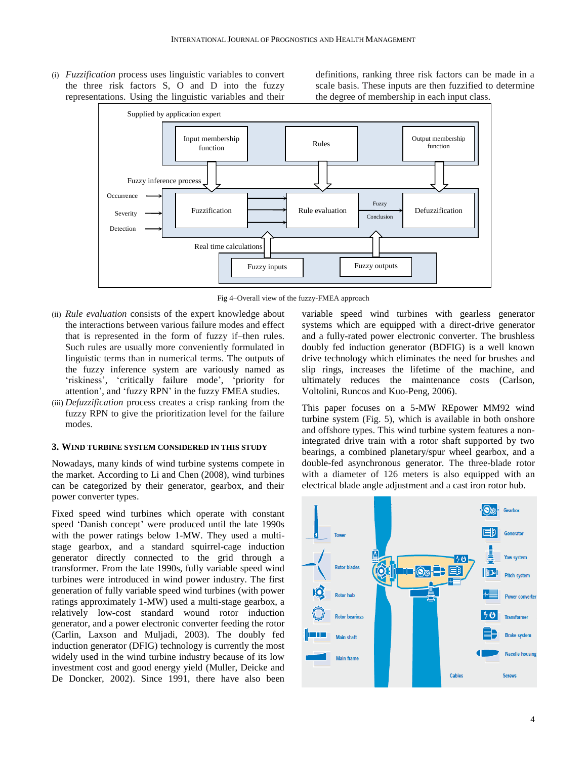(i) *Fuzzification* process uses linguistic variables to convert the three risk factors S, O and D into the fuzzy representations. Using the linguistic variables and their definitions, ranking three risk factors can be made in a scale basis. These inputs are then fuzzified to determine the degree of membership in each input class.

Fig 4–Overall view of the fuzzy-FMEA approach

(ii) *Rule evaluation* consists of the expert knowledge about the interactions between various failure modes and effect that is represented in the form of fuzzy if–then rules. Such rules are usually more conveniently formulated in linguistic terms than in numerical terms. The outputs of the fuzzy inference system are variously named as 'riskiness', 'critically failure mode', 'priority for attention', and 'fuzzy RPN' in the fuzzy FMEA studies.

(iii) *Defuzzification* process creates a crisp ranking from the fuzzy RPN to give the prioritization level for the failure modes.

## 3. Wind Turbine System Considered in This Study

Nowadays, many kinds of wind turbine systems compete in the market. According to Li and Chen (2008), wind turbines can be categorized by their generator, gearbox, and their power converter types.

Fixed speed wind turbines which operate with constant speed 'Danish concept' were produced until the late 1990s with the power ratings below 1-MW. They used a multi-stage gearbox, and a standard squirrel-cage induction generator directly connected to the grid through a transformer. From the late 1990s, fully variable speed wind turbines were introduced in wind power industry. The first generation of fully variable speed wind turbines (with power ratings approximately 1-MW) used a multi-stage gearbox, a relatively low-cost standard wound rotor induction generator, and a power electronic converter feeding the rotor (Carlin, Laxson and Muljadi, 2003). The doubly fed induction generator (DFIG) technology is currently the most widely used in the wind turbine industry because of its low investment cost and good energy yield (Muller, Deicke and De Doncker, 2002). Since 1991, there have also been variable speed wind turbines with gearless generator systems which are equipped with a direct-drive generator and a fully-rated power electronic converter. The brushless doubly fed induction generator (BDFIG) is a well known drive technology which eliminates the need for brushes and slip rings, increases the lifetime of the machine, and ultimately reduces the maintenance costs (Carlson, Voltolini, Runcos and Kuo-Peng, 2006).

This paper focuses on a 5-MW REpower MM92 wind turbine system (Fig. 5), which is available in both onshore and offshore types. This wind turbine system features a non-integrated drive train with a rotor shaft supported by two bearings, a combined planetary/spur wheel gearbox, and a double-fed asynchronous generator. The three-blade rotor with a diameter of 126 meters is also equipped with an electrical blade angle adjustment and a cast iron rotor hub.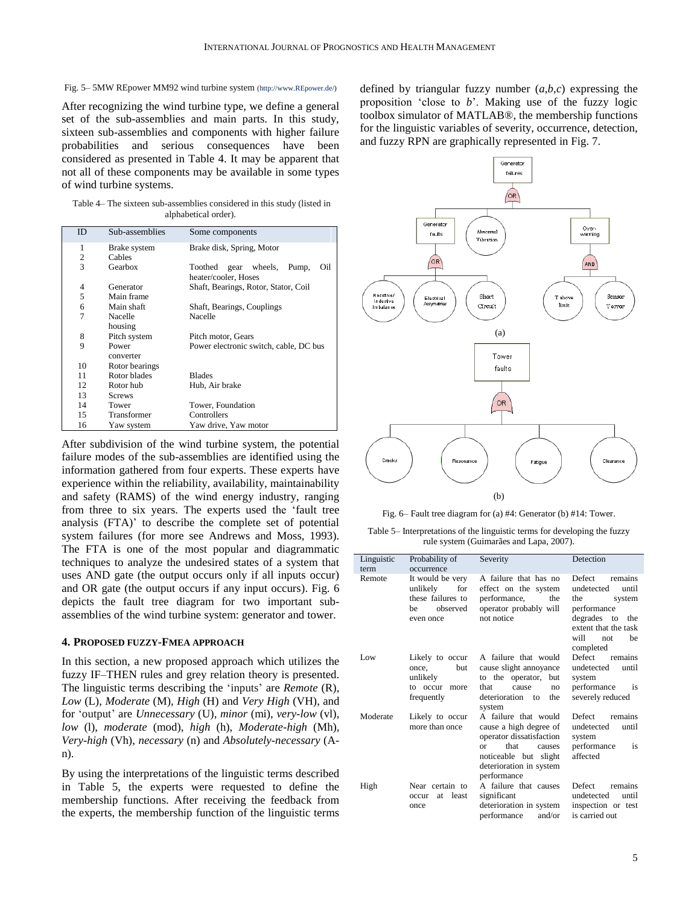Fig. 5– 5MW REpower MM92 wind turbine system (http://www.REpower.de/)

After recognizing the wind turbine type, we define a general set of the sub-assemblies and main parts. In this study, sixteen sub-assemblies and components with higher failure probabilities and serious consequences have been considered as presented in Table 4. It may be apparent that not all of these components may be available in some types of wind turbine systems.

Table 4– The sixteen sub-assemblies considered in this study (listed in alphabetical order).

| ID | Sub-assemblies | Some components |
|---|---|---|
| 1 | Brake system | Brake disk, Spring, Motor |
| 2 | Cables | |
| 3 | Gearbox | Toothed gear wheels, Pump, Oil heater/cooler, Hoses |
| 4 | Generator | Shaft, Bearings, Rotor, Stator, Coil |
| 5 | Main frame | |
| 6 | Main shaft | Shaft, Bearings, Couplings |
| 7 | Nacelle housing | Nacelle |
| 8 | Pitch system | Pitch motor, Gears |
| 9 | Power converter | Power electronic switch, cable, DC bus |
| 10 | Rotor bearings | |
| 11 | Rotor blades | Blades |
| 12 | Rotor hub | Hub, Air brake |
| 13 | Screws | |
| 14 | Tower | Tower, Foundation |
| 15 | Transformer | Controllers |
| 16 | Yaw system | Yaw drive, Yaw motor |

After subdivision of the wind turbine system, the potential failure modes of the sub-assemblies are identified using the information gathered from four experts. These experts have experience within the reliability, availability, maintainability and safety (RAMS) of the wind energy industry, ranging from three to six years. The experts used the 'fault tree analysis (FTA)' to describe the complete set of potential system failures (for more see Andrews and Moss, 1993). The FTA is one of the most popular and diagrammatic techniques to analyze the undesired states of a system that uses AND gate (the output occurs only if all inputs occur) and OR gate (the output occurs if any input occurs). Fig. 6 depicts the fault tree diagram for two important sub-assemblies of the wind turbine system: generator and tower.

## 4. Proposed Fuzzy-FMEA Approach

In this section, a new proposed approach which utilizes the fuzzy IF–THEN rules and grey relation theory is presented. The linguistic terms describing the 'inputs' are *Remote* (R), *Low* (L), *Moderate* (M), *High* (H) and *Very High* (VH), and for 'output' are *Unnecessary* (U), *minor* (mi), *very-low* (vl), *low* (l), *moderate* (mod), *high* (h), *Moderate-high* (Mh), *Very-high* (Vh), *necessary* (n) and *Absolutely-necessary* (A-n).

By using the interpretations of the linguistic terms described in Table 5, the experts were requested to define the membership functions. After receiving the feedback from the experts, the membership function of the linguistic terms defined by triangular fuzzy number $(a,b,c)$ expressing the proposition 'close to $b$'. Making use of the fuzzy logic toolbox simulator of MATLAB®, the membership functions for the linguistic variables of severity, occurrence, detection, and fuzzy RPN are graphically represented in Fig. 7.

Generator failures — OR — Generator faults; Abnormal Vibration; Over-warming

Generator faults — OR — Resistive/Inductive Imbalance; Electrical Asymmetries; Short Circuit

Over-warming — AND — T above limit; Sensor Terror

(a)

Tower faults — OR — Cracks; Resonance; Fatigue; Clearance

(b)

Fig. 6– Fault tree diagram for (a) #4: Generator (b) #14: Tower.

Table 5– Interpretations of the linguistic terms for developing the fuzzy rule system (Guimarães and Lapa, 2007).

| Linguistic term | Probability of occurrence | Severity | Detection |
|---|---|---|---|
| Remote | It would be very unlikely for these failures to be observed even once | A failure that has no effect on the system performance, the operator probably will not notice | Defect remains undetected until the system performance degrades to the extent that the task will not be completed |
| Low | Likely to occur once, but unlikely to occur more frequently | A failure that would cause slight annoyance to the operator, but that cause no deterioration to the system | Defect remains undetected until system performance is severely reduced |
| Moderate | Likely to occur more than once | A failure that would cause a high degree of operator dissatisfaction or that causes noticeable but slight deterioration in system performance | Defect remains undetected until system performance is affected |
| High | Near certain to occur at least once | A failure that causes significant deterioration in system performance and/or | Defect remains undetected until inspection or test is carried out |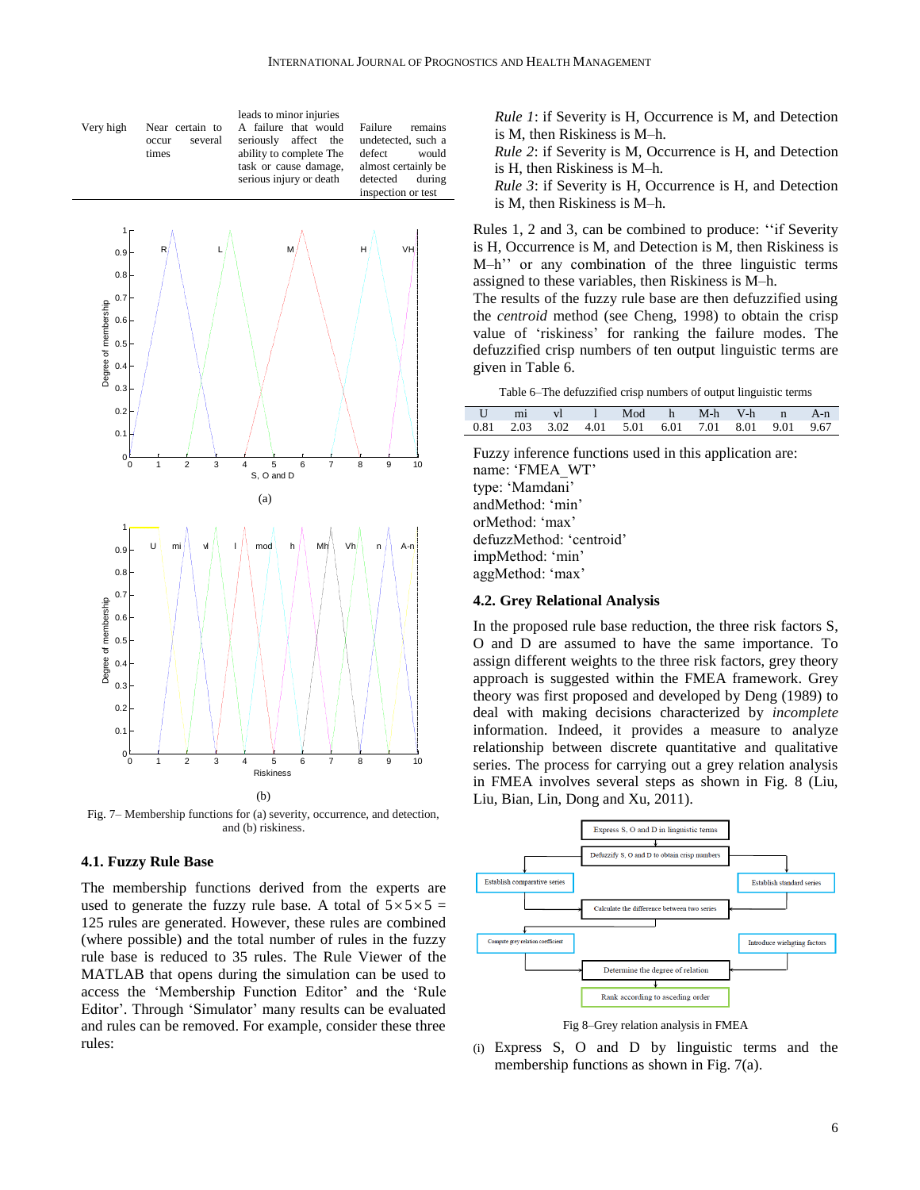| Very high | Near certain to occur several times | leads to minor injuries<br>A failure that would seriously affect the ability to complete The task or cause damage, serious injury or death | Failure remains undetected, such a defect would almost certainly be detected during inspection or test |
|---|---|---|---|

Fig. 7– Membership functions for (a) severity, occurrence, and detection, and (b) riskiness.

### 4.1. Fuzzy Rule Base

The membership functions derived from the experts are used to generate the fuzzy rule base. A total of $5\times5\times5$ = 125 rules are generated. However, these rules are combined (where possible) and the total number of rules in the fuzzy rule base is reduced to 35 rules. The Rule Viewer of the MATLAB that opens during the simulation can be used to access the 'Membership Function Editor' and the 'Rule Editor'. Through 'Simulator' many results can be evaluated and rules can be removed. For example, consider these three rules:

*Rule 1*: if Severity is H, Occurrence is M, and Detection is M, then Riskiness is M–h.
*Rule 2*: if Severity is M, Occurrence is H, and Detection is H, then Riskiness is M–h.
*Rule 3*: if Severity is H, Occurrence is H, and Detection is M, then Riskiness is M–h.

Rules 1, 2 and 3, can be combined to produce: ''if Severity is H, Occurrence is M, and Detection is M, then Riskiness is M–h'' or any combination of the three linguistic terms assigned to these variables, then Riskiness is M–h.
The results of the fuzzy rule base are then defuzzified using the *centroid* method (see Cheng, 1998) to obtain the crisp value of 'riskiness' for ranking the failure modes. The defuzzified crisp numbers of ten output linguistic terms are given in Table 6.

Table 6–The defuzzified crisp numbers of output linguistic terms

| U | mi | vl | l | Mod | h | M-h | V-h | n | A-n |
|---|---|---|---|---|---|---|---|---|---|
| 0.81 | 2.03 | 3.02 | 4.01 | 5.01 | 6.01 | 7.01 | 8.01 | 9.01 | 9.67 |

Fuzzy inference functions used in this application are:
name: 'FMEA_WT'
type: 'Mamdani'
andMethod: 'min'
orMethod: 'max'
defuzzMethod: 'centroid'
impMethod: 'min'
aggMethod: 'max'

### 4.2. Grey Relational Analysis

In the proposed rule base reduction, the three risk factors S, O and D are assumed to have the same importance. To assign different weights to the three risk factors, grey theory approach is suggested within the FMEA framework. Grey theory was first proposed and developed by Deng (1989) to deal with making decisions characterized by *incomplete* information. Indeed, it provides a measure to analyze relationship between discrete quantitative and qualitative series. The process for carrying out a grey relation analysis in FMEA involves several steps as shown in Fig. 8 (Liu, Liu, Bian, Lin, Dong and Xu, 2011).

Fig 8–Grey relation analysis in FMEA

(i) Express S, O and D by linguistic terms and the membership functions as shown in Fig. 7(a).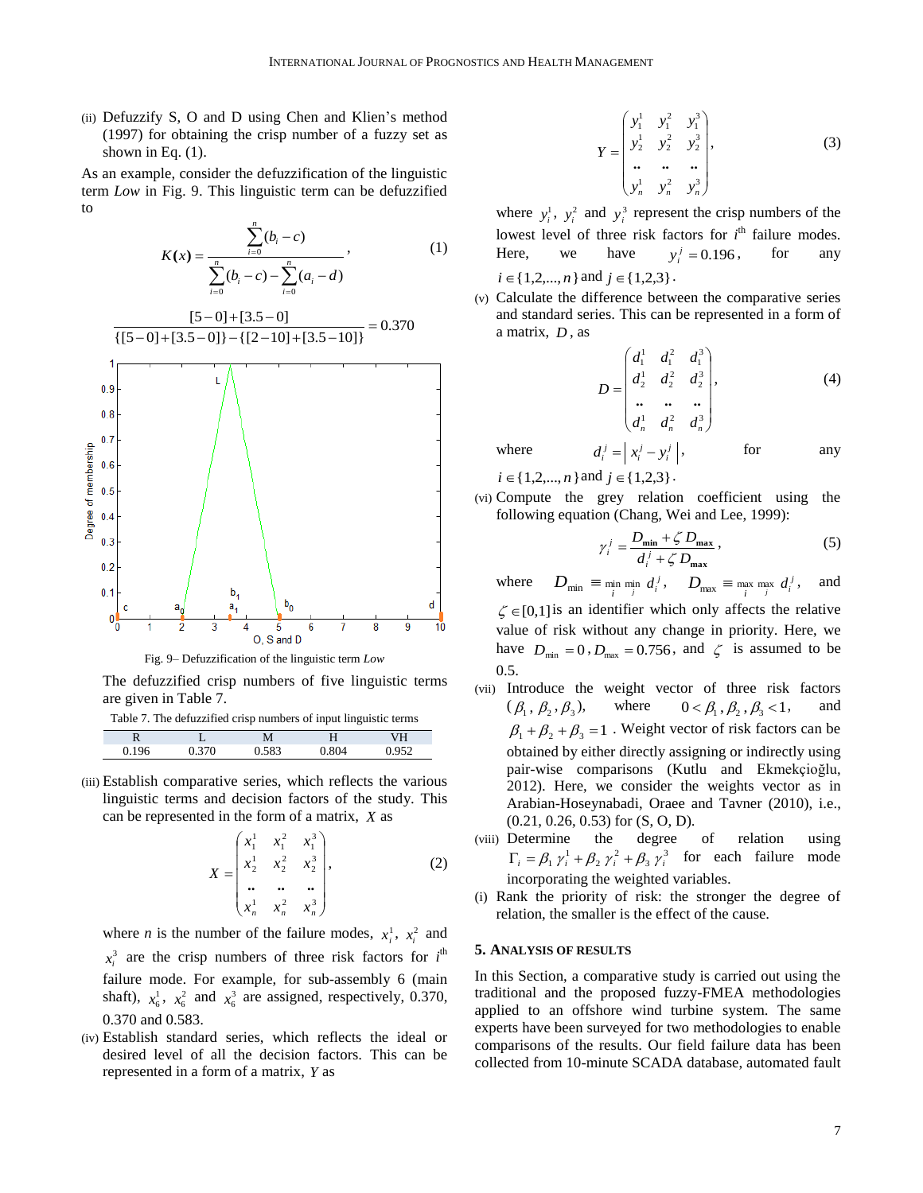(ii) Defuzzify S, O and D using Chen and Klien's method (1997) for obtaining the crisp number of a fuzzy set as shown in Eq. (1).

As an example, consider the defuzzification of the linguistic term *Low* in Fig. 9. This linguistic term can be defuzzified to

$$K(x) = \frac{\sum_{i=0}^{n}(b_i - c)}{\sum_{i=0}^{n}(b_i - c) - \sum_{i=0}^{n}(a_i - d)}, \tag{1}$$

$$\frac{[5-0]+[3.5-0]}{\{[5-0]+[3.5-0]\}-\{[2-10]+[3.5-10]\}} = 0.370$$

Fig. 9– Defuzzification of the linguistic term *Low*

The defuzzified crisp numbers of five linguistic terms are given in Table 7.

Table 7. The defuzzified crisp numbers of input linguistic terms

| R | L | M | H | VH |
|---|---|---|---|---|
| 0.196 | 0.370 | 0.583 | 0.804 | 0.952 |

(iii) Establish comparative series, which reflects the various linguistic terms and decision factors of the study. This can be represented in the form of a matrix, $X$ as

$$X = \begin{pmatrix} x_1^1 & x_1^2 & x_1^3 \\ x_2^1 & x_2^2 & x_2^3 \\ .. & .. & .. \\ x_n^1 & x_n^2 & x_n^3 \end{pmatrix}, \tag{2}$$

where $n$ is the number of the failure modes, $x_i^1$, $x_i^2$ and $x_i^3$ are the crisp numbers of three risk factors for $i^{\text{th}}$ failure mode. For example, for sub-assembly 6 (main shaft), $x_6^1$, $x_6^2$ and $x_6^3$ are assigned, respectively, 0.370, 0.370 and 0.583.

(iv) Establish standard series, which reflects the ideal or desired level of all the decision factors. This can be represented in a form of a matrix, $Y$ as

$$Y = \begin{pmatrix} y_1^1 & y_1^2 & y_1^3 \\ y_2^1 & y_2^2 & y_2^3 \\ .. & .. & .. \\ y_n^1 & y_n^2 & y_n^3 \end{pmatrix}, \tag{3}$$

where $y_i^1$, $y_i^2$ and $y_i^3$ represent the crisp numbers of the lowest level of three risk factors for $i^{\text{th}}$ failure modes. Here, we have $y_i^j = 0.196$, for any $i \in \{1,2,...,n\}$ and $j \in \{1,2,3\}$.

(v) Calculate the difference between the comparative series and standard series. This can be represented in a form of a matrix, $D$, as

$$D = \begin{pmatrix} d_1^1 & d_1^2 & d_1^3 \\ d_2^1 & d_2^2 & d_2^3 \\ .. & .. & .. \\ d_n^1 & d_n^2 & d_n^3 \end{pmatrix}, \tag{4}$$

where $d_i^j = \left| x_i^j - y_i^j \right|$, for any $i \in \{1,2,...,n\}$ and $j \in \{1,2,3\}$.

(vi) Compute the grey relation coefficient using the following equation (Chang, Wei and Lee, 1999):

$$\gamma_i^j = \frac{D_{\min} + \zeta D_{\max}}{d_i^j + \zeta D_{\max}}, \tag{5}$$

where $D_{\min} \equiv \min_i \min_j d_i^j$, $D_{\max} \equiv \max_i \max_j d_i^j$, and $\zeta \in [0,1]$ is an identifier which only affects the relative value of risk without any change in priority. Here, we have $D_{\min} = 0$, $D_{\max} = 0.756$, and $\zeta$ is assumed to be 0.5.

(vii) Introduce the weight vector of three risk factors ($\beta_1, \beta_2, \beta_3$), where $0 < \beta_1, \beta_2, \beta_3 < 1$, and $\beta_1 + \beta_2 + \beta_3 = 1$. Weight vector of risk factors can be obtained by either directly assigning or indirectly using pair-wise comparisons (Kutlu and Ekmekçioğlu, 2012). Here, we consider the weights vector as in Arabian-Hoseynabadi, Oraee and Tavner (2010), i.e., (0.21, 0.26, 0.53) for (S, O, D).

(viii) Determine the degree of relation using $\Gamma_i = \beta_1 \gamma_i^1 + \beta_2 \gamma_i^2 + \beta_3 \gamma_i^3$ for each failure mode incorporating the weighted variables.

(i) Rank the priority of risk: the stronger the degree of relation, the smaller is the effect of the cause.

## 5. Analysis of Results

In this Section, a comparative study is carried out using the traditional and the proposed fuzzy-FMEA methodologies applied to an offshore wind turbine system. The same experts have been surveyed for two methodologies to enable comparisons of the results. Our field failure data has been collected from 10-minute SCADA database, automated fault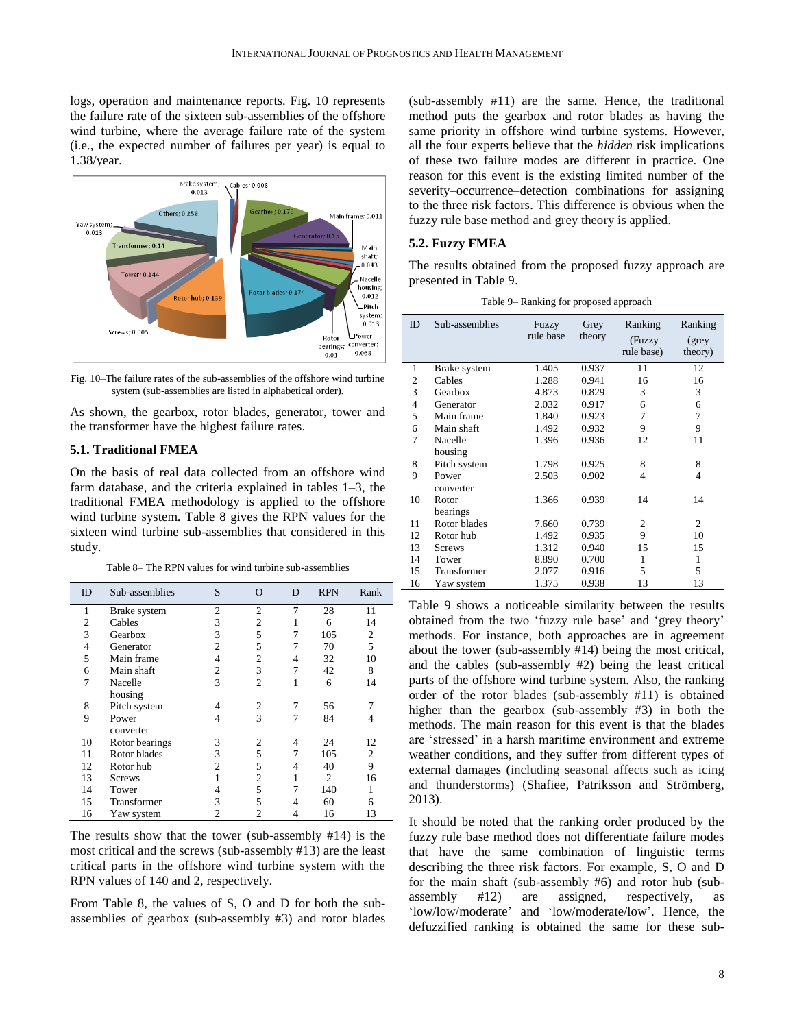logs, operation and maintenance reports. Fig. 10 represents the failure rate of the sixteen sub-assemblies of the offshore wind turbine, where the average failure rate of the system (i.e., the expected number of failures per year) is equal to 1.38/year.

Fig. 10–The failure rates of the sub-assemblies of the offshore wind turbine system (sub-assemblies are listed in alphabetical order).

As shown, the gearbox, rotor blades, generator, tower and the transformer have the highest failure rates.

### 5.1. Traditional FMEA

On the basis of real data collected from an offshore wind farm database, and the criteria explained in tables 1–3, the traditional FMEA methodology is applied to the offshore wind turbine system. Table 8 gives the RPN values for the sixteen wind turbine sub-assemblies that considered in this study.

Table 8– The RPN values for wind turbine sub-assemblies

| ID | Sub-assemblies | S | O | D | RPN | Rank |
|---|---|---|---|---|---|---|
| 1 | Brake system | 2 | 2 | 7 | 28 | 11 |
| 2 | Cables | 3 | 2 | 1 | 6 | 14 |
| 3 | Gearbox | 3 | 5 | 7 | 105 | 2 |
| 4 | Generator | 2 | 5 | 7 | 70 | 5 |
| 5 | Main frame | 4 | 2 | 4 | 32 | 10 |
| 6 | Main shaft | 2 | 3 | 7 | 42 | 8 |
| 7 | Nacelle housing | 3 | 2 | 1 | 6 | 14 |
| 8 | Pitch system | 4 | 2 | 7 | 56 | 7 |
| 9 | Power converter | 4 | 3 | 7 | 84 | 4 |
| 10 | Rotor bearings | 3 | 2 | 4 | 24 | 12 |
| 11 | Rotor blades | 3 | 5 | 7 | 105 | 2 |
| 12 | Rotor hub | 2 | 5 | 4 | 40 | 9 |
| 13 | Screws | 1 | 2 | 1 | 2 | 16 |
| 14 | Tower | 4 | 5 | 7 | 140 | 1 |
| 15 | Transformer | 3 | 5 | 4 | 60 | 6 |
| 16 | Yaw system | 2 | 2 | 4 | 16 | 13 |

The results show that the tower (sub-assembly #14) is the most critical and the screws (sub-assembly #13) are the least critical parts in the offshore wind turbine system with the RPN values of 140 and 2, respectively.

From Table 8, the values of S, O and D for both the sub-assemblies of gearbox (sub-assembly #3) and rotor blades (sub-assembly #11) are the same. Hence, the traditional method puts the gearbox and rotor blades as having the same priority in offshore wind turbine systems. However, all the four experts believe that the *hidden* risk implications of these two failure modes are different in practice. One reason for this event is the existing limited number of the severity–occurrence–detection combinations for assigning to the three risk factors. This difference is obvious when the fuzzy rule base method and grey theory is applied.

### 5.2. Fuzzy FMEA

The results obtained from the proposed fuzzy approach are presented in Table 9.

Table 9– Ranking for proposed approach

| ID | Sub-assemblies | Fuzzy rule base | Grey theory | Ranking (Fuzzy rule base) | Ranking (grey theory) |
|---|---|---|---|---|---|
| 1 | Brake system | 1.405 | 0.937 | 11 | 12 |
| 2 | Cables | 1.288 | 0.941 | 16 | 16 |
| 3 | Gearbox | 4.873 | 0.829 | 3 | 3 |
| 4 | Generator | 2.032 | 0.917 | 6 | 6 |
| 5 | Main frame | 1.840 | 0.923 | 7 | 7 |
| 6 | Main shaft | 1.492 | 0.932 | 9 | 9 |
| 7 | Nacelle housing | 1.396 | 0.936 | 12 | 11 |
| 8 | Pitch system | 1.798 | 0.925 | 8 | 8 |
| 9 | Power converter | 2.503 | 0.902 | 4 | 4 |
| 10 | Rotor bearings | 1.366 | 0.939 | 14 | 14 |
| 11 | Rotor blades | 7.660 | 0.739 | 2 | 2 |
| 12 | Rotor hub | 1.492 | 0.935 | 9 | 10 |
| 13 | Screws | 1.312 | 0.940 | 15 | 15 |
| 14 | Tower | 8.890 | 0.700 | 1 | 1 |
| 15 | Transformer | 2.077 | 0.916 | 5 | 5 |
| 16 | Yaw system | 1.375 | 0.938 | 13 | 13 |

Table 9 shows a noticeable similarity between the results obtained from the two 'fuzzy rule base' and 'grey theory' methods. For instance, both approaches are in agreement about the tower (sub-assembly #14) being the most critical, and the cables (sub-assembly #2) being the least critical parts of the offshore wind turbine system. Also, the ranking order of the rotor blades (sub-assembly #11) is obtained higher than the gearbox (sub-assembly #3) in both the methods. The main reason for this event is that the blades are 'stressed' in a harsh maritime environment and extreme weather conditions, and they suffer from different types of external damages (including seasonal affects such as icing and thunderstorms) (Shafiee, Patriksson and Strömberg, 2013).

It should be noted that the ranking order produced by the fuzzy rule base method does not differentiate failure modes that have the same combination of linguistic terms describing the three risk factors. For example, S, O and D for the main shaft (sub-assembly #6) and rotor hub (sub-assembly #12) are assigned, respectively, as 'low/low/moderate' and 'low/moderate/low'. Hence, the defuzzified ranking is obtained the same for these sub-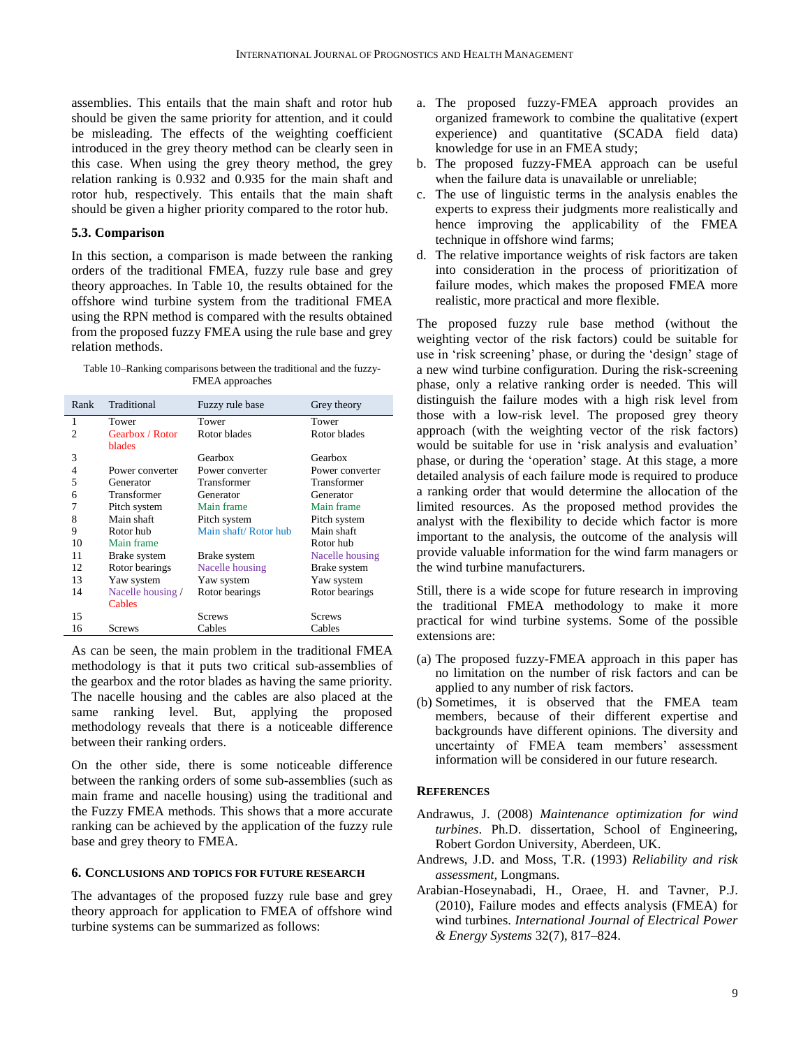assemblies. This entails that the main shaft and rotor hub should be given the same priority for attention, and it could be misleading. The effects of the weighting coefficient introduced in the grey theory method can be clearly seen in this case. When using the grey theory method, the grey relation ranking is 0.932 and 0.935 for the main shaft and rotor hub, respectively. This entails that the main shaft should be given a higher priority compared to the rotor hub.

### 5.3. Comparison

In this section, a comparison is made between the ranking orders of the traditional FMEA, fuzzy rule base and grey theory approaches. In Table 10, the results obtained for the offshore wind turbine system from the traditional FMEA using the RPN method is compared with the results obtained from the proposed fuzzy FMEA using the rule base and grey relation methods.

Table 10–Ranking comparisons between the traditional and the fuzzy-FMEA approaches

| Rank | Traditional | Fuzzy rule base | Grey theory |
|---|---|---|---|
| 1 | Tower | Tower | Tower |
| 2 | Gearbox / Rotor blades | Rotor blades | Rotor blades |
| 3 | | Gearbox | Gearbox |
| 4 | Power converter | Power converter | Power converter |
| 5 | Generator | Transformer | Transformer |
| 6 | Transformer | Generator | Generator |
| 7 | Pitch system | Main frame | Main frame |
| 8 | Main shaft | Pitch system | Pitch system |
| 9 | Rotor hub | Main shaft/ Rotor hub | Main shaft |
| 10 | Main frame | | Rotor hub |
| 11 | Brake system | Brake system | Nacelle housing |
| 12 | Rotor bearings | Nacelle housing | Brake system |
| 13 | Yaw system | Yaw system | Yaw system |
| 14 | Nacelle housing / Cables | Rotor bearings | Rotor bearings |
| 15 | | Screws | Screws |
| 16 | Screws | Cables | Cables |

As can be seen, the main problem in the traditional FMEA methodology is that it puts two critical sub-assemblies of the gearbox and the rotor blades as having the same priority. The nacelle housing and the cables are also placed at the same ranking level. But, applying the proposed methodology reveals that there is a noticeable difference between their ranking orders.

On the other side, there is some noticeable difference between the ranking orders of some sub-assemblies (such as main frame and nacelle housing) using the traditional and the Fuzzy FMEA methods. This shows that a more accurate ranking can be achieved by the application of the fuzzy rule base and grey theory to FMEA.

## 6. Conclusions and Topics for Future Research

The advantages of the proposed fuzzy rule base and grey theory approach for application to FMEA of offshore wind turbine systems can be summarized as follows:

a. The proposed fuzzy-FMEA approach provides an organized framework to combine the qualitative (expert experience) and quantitative (SCADA field data) knowledge for use in an FMEA study;
b. The proposed fuzzy-FMEA approach can be useful when the failure data is unavailable or unreliable;
c. The use of linguistic terms in the analysis enables the experts to express their judgments more realistically and hence improving the applicability of the FMEA technique in offshore wind farms;
d. The relative importance weights of risk factors are taken into consideration in the process of prioritization of failure modes, which makes the proposed FMEA more realistic, more practical and more flexible.

The proposed fuzzy rule base method (without the weighting vector of the risk factors) could be suitable for use in 'risk screening' phase, or during the 'design' stage of a new wind turbine configuration. During the risk-screening phase, only a relative ranking order is needed. This will distinguish the failure modes with a high risk level from those with a low-risk level. The proposed grey theory approach (with the weighting vector of the risk factors) would be suitable for use in 'risk analysis and evaluation' phase, or during the 'operation' stage. At this stage, a more detailed analysis of each failure mode is required to produce a ranking order that would determine the allocation of the limited resources. As the proposed method provides the analyst with the flexibility to decide which factor is more important to the analysis, the outcome of the analysis will provide valuable information for the wind farm managers or the wind turbine manufacturers.

Still, there is a wide scope for future research in improving the traditional FMEA methodology to make it more practical for wind turbine systems. Some of the possible extensions are:

(a) The proposed fuzzy-FMEA approach in this paper has no limitation on the number of risk factors and can be applied to any number of risk factors.
(b) Sometimes, it is observed that the FMEA team members, because of their different expertise and backgrounds have different opinions. The diversity and uncertainty of FMEA team members' assessment information will be considered in our future research.

## References

Andrawus, J. (2008) *Maintenance optimization for wind turbines*. Ph.D. dissertation, School of Engineering, Robert Gordon University, Aberdeen, UK.

Andrews, J.D. and Moss, T.R. (1993) *Reliability and risk assessment*, Longmans.

Arabian-Hoseynabadi, H., Oraee, H. and Tavner, P.J. (2010), Failure modes and effects analysis (FMEA) for wind turbines. *International Journal of Electrical Power & Energy Systems* 32(7), 817–824.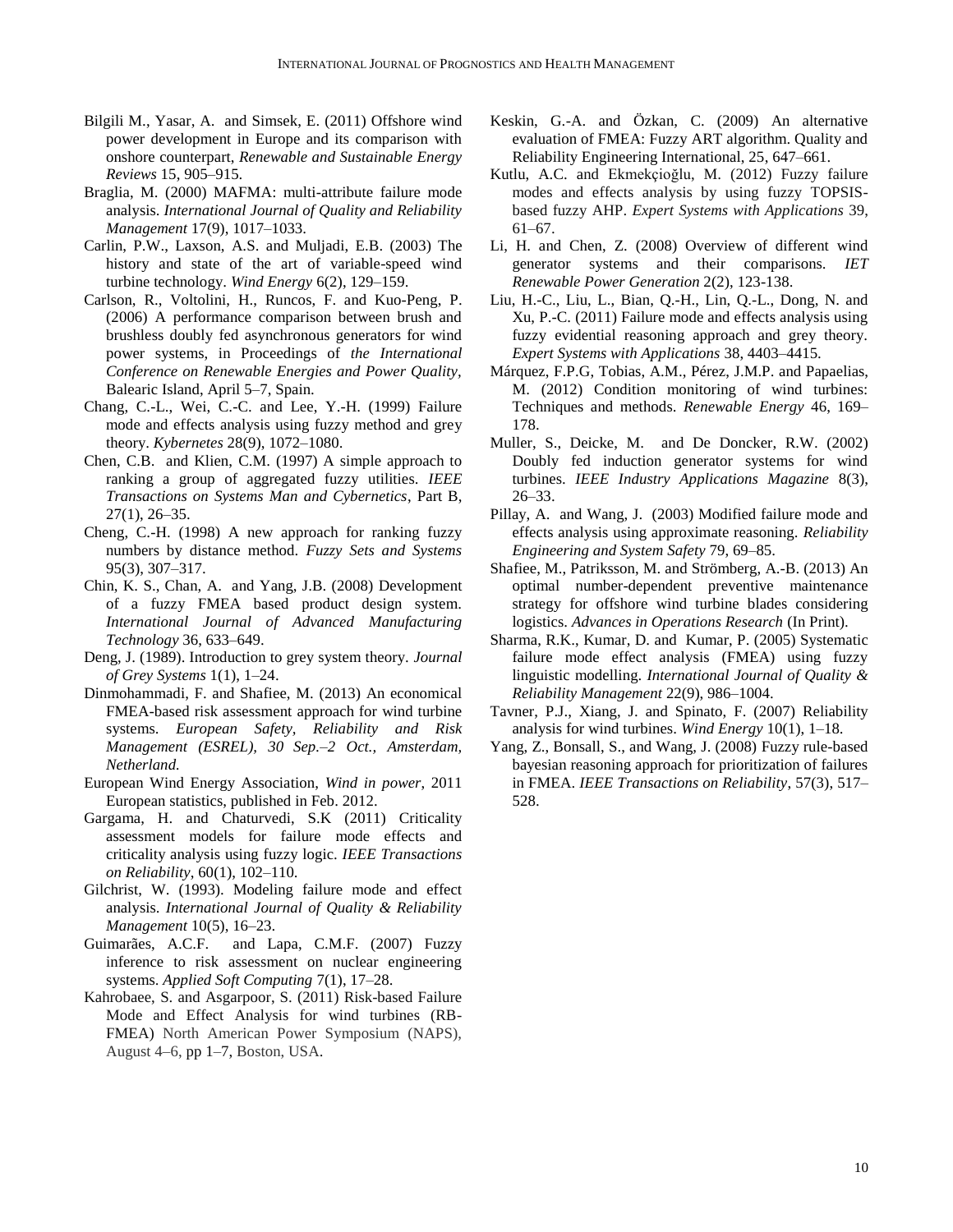Bilgili M., Yasar, A. and Simsek, E. (2011) Offshore wind power development in Europe and its comparison with onshore counterpart, *Renewable and Sustainable Energy Reviews* 15, 905–915.

Braglia, M. (2000) MAFMA: multi-attribute failure mode analysis. *International Journal of Quality and Reliability Management* 17(9), 1017–1033.

Carlin, P.W., Laxson, A.S. and Muljadi, E.B. (2003) The history and state of the art of variable-speed wind turbine technology. *Wind Energy* 6(2), 129–159.

Carlson, R., Voltolini, H., Runcos, F. and Kuo-Peng, P. (2006) A performance comparison between brush and brushless doubly fed asynchronous generators for wind power systems, in Proceedings of *the International Conference on Renewable Energies and Power Quality*, Balearic Island, April 5–7, Spain.

Chang, C.-L., Wei, C.-C. and Lee, Y.-H. (1999) Failure mode and effects analysis using fuzzy method and grey theory. *Kybernetes* 28(9), 1072–1080.

Chen, C.B. and Klien, C.M. (1997) A simple approach to ranking a group of aggregated fuzzy utilities. *IEEE Transactions on Systems Man and Cybernetics*, Part B, 27(1), 26–35.

Cheng, C.-H. (1998) A new approach for ranking fuzzy numbers by distance method. *Fuzzy Sets and Systems* 95(3), 307–317.

Chin, K. S., Chan, A. and Yang, J.B. (2008) Development of a fuzzy FMEA based product design system. *International Journal of Advanced Manufacturing Technology* 36, 633–649.

Deng, J. (1989). Introduction to grey system theory. *Journal of Grey Systems* 1(1), 1–24.

Dinmohammadi, F. and Shafiee, M. (2013) An economical FMEA-based risk assessment approach for wind turbine systems. *European Safety, Reliability and Risk Management (ESREL), 30 Sep.–2 Oct., Amsterdam, Netherland.*

European Wind Energy Association, *Wind in power*, 2011 European statistics, published in Feb. 2012.

Gargama, H. and Chaturvedi, S.K (2011) Criticality assessment models for failure mode effects and criticality analysis using fuzzy logic. *IEEE Transactions on Reliability*, 60(1), 102–110.

Gilchrist, W. (1993). Modeling failure mode and effect analysis. *International Journal of Quality & Reliability Management* 10(5), 16–23.

Guimarães, A.C.F. and Lapa, C.M.F. (2007) Fuzzy inference to risk assessment on nuclear engineering systems. *Applied Soft Computing* 7(1), 17–28.

Kahrobaee, S. and Asgarpoor, S. (2011) Risk-based Failure Mode and Effect Analysis for wind turbines (RB-FMEA) North American Power Symposium (NAPS), August 4–6, pp 1–7, Boston, USA.

Keskin, G.-A. and Özkan, C. (2009) An alternative evaluation of FMEA: Fuzzy ART algorithm. Quality and Reliability Engineering International, 25, 647–661.

Kutlu, A.C. and Ekmekçioğlu, M. (2012) Fuzzy failure modes and effects analysis by using fuzzy TOPSIS-based fuzzy AHP. *Expert Systems with Applications* 39, 61–67.

Li, H. and Chen, Z. (2008) Overview of different wind generator systems and their comparisons. *IET Renewable Power Generation* 2(2), 123-138.

Liu, H.-C., Liu, L., Bian, Q.-H., Lin, Q.-L., Dong, N. and Xu, P.-C. (2011) Failure mode and effects analysis using fuzzy evidential reasoning approach and grey theory. *Expert Systems with Applications* 38, 4403–4415.

Márquez, F.P.G, Tobias, A.M., Pérez, J.M.P. and Papaelias, M. (2012) Condition monitoring of wind turbines: Techniques and methods. *Renewable Energy* 46, 169–178.

Muller, S., Deicke, M. and De Doncker, R.W. (2002) Doubly fed induction generator systems for wind turbines. *IEEE Industry Applications Magazine* 8(3), 26–33.

Pillay, A. and Wang, J. (2003) Modified failure mode and effects analysis using approximate reasoning. *Reliability Engineering and System Safety* 79, 69–85.

Shafiee, M., Patriksson, M. and Strömberg, A.-B. (2013) An optimal number-dependent preventive maintenance strategy for offshore wind turbine blades considering logistics. *Advances in Operations Research* (In Print).

Sharma, R.K., Kumar, D. and Kumar, P. (2005) Systematic failure mode effect analysis (FMEA) using fuzzy linguistic modelling. *International Journal of Quality & Reliability Management* 22(9), 986–1004.

Tavner, P.J., Xiang, J. and Spinato, F. (2007) Reliability analysis for wind turbines. *Wind Energy* 10(1), 1–18.

Yang, Z., Bonsall, S., and Wang, J. (2008) Fuzzy rule-based bayesian reasoning approach for prioritization of failures in FMEA. *IEEE Transactions on Reliability*, 57(3), 517–528.